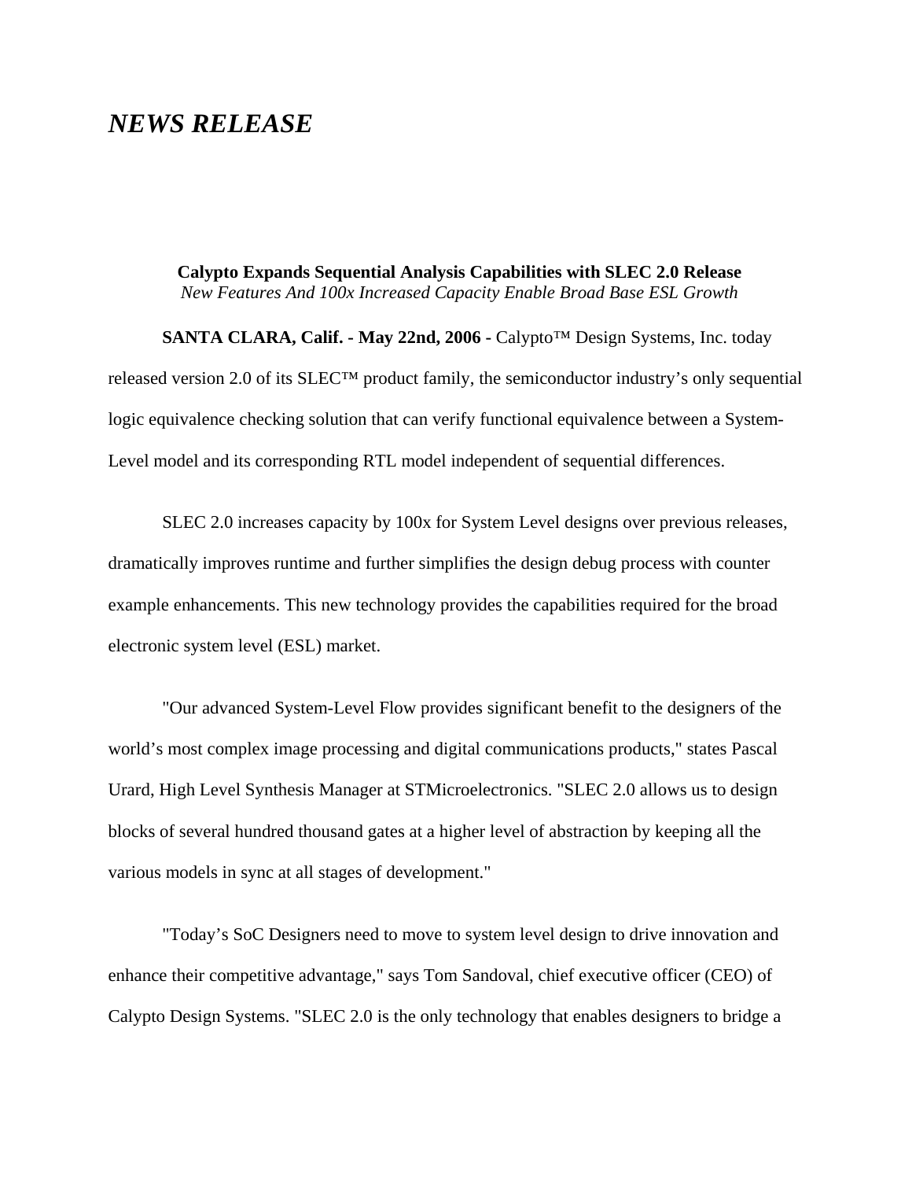# *NEWS RELEASE*

**Calypto Expands Sequential Analysis Capabilities with SLEC 2.0 Release**
*New Features And 100x Increased Capacity Enable Broad Base ESL Growth*

**SANTA CLARA, Calif. - May 22nd, 2006 -** Calypto™ Design Systems, Inc. today released version 2.0 of its SLEC™ product family, the semiconductor industry's only sequential logic equivalence checking solution that can verify functional equivalence between a System-Level model and its corresponding RTL model independent of sequential differences.

SLEC 2.0 increases capacity by 100x for System Level designs over previous releases, dramatically improves runtime and further simplifies the design debug process with counter example enhancements. This new technology provides the capabilities required for the broad electronic system level (ESL) market.

"Our advanced System-Level Flow provides significant benefit to the designers of the world's most complex image processing and digital communications products," states Pascal Urard, High Level Synthesis Manager at STMicroelectronics. "SLEC 2.0 allows us to design blocks of several hundred thousand gates at a higher level of abstraction by keeping all the various models in sync at all stages of development."

"Today's SoC Designers need to move to system level design to drive innovation and enhance their competitive advantage," says Tom Sandoval, chief executive officer (CEO) of Calypto Design Systems. "SLEC 2.0 is the only technology that enables designers to bridge a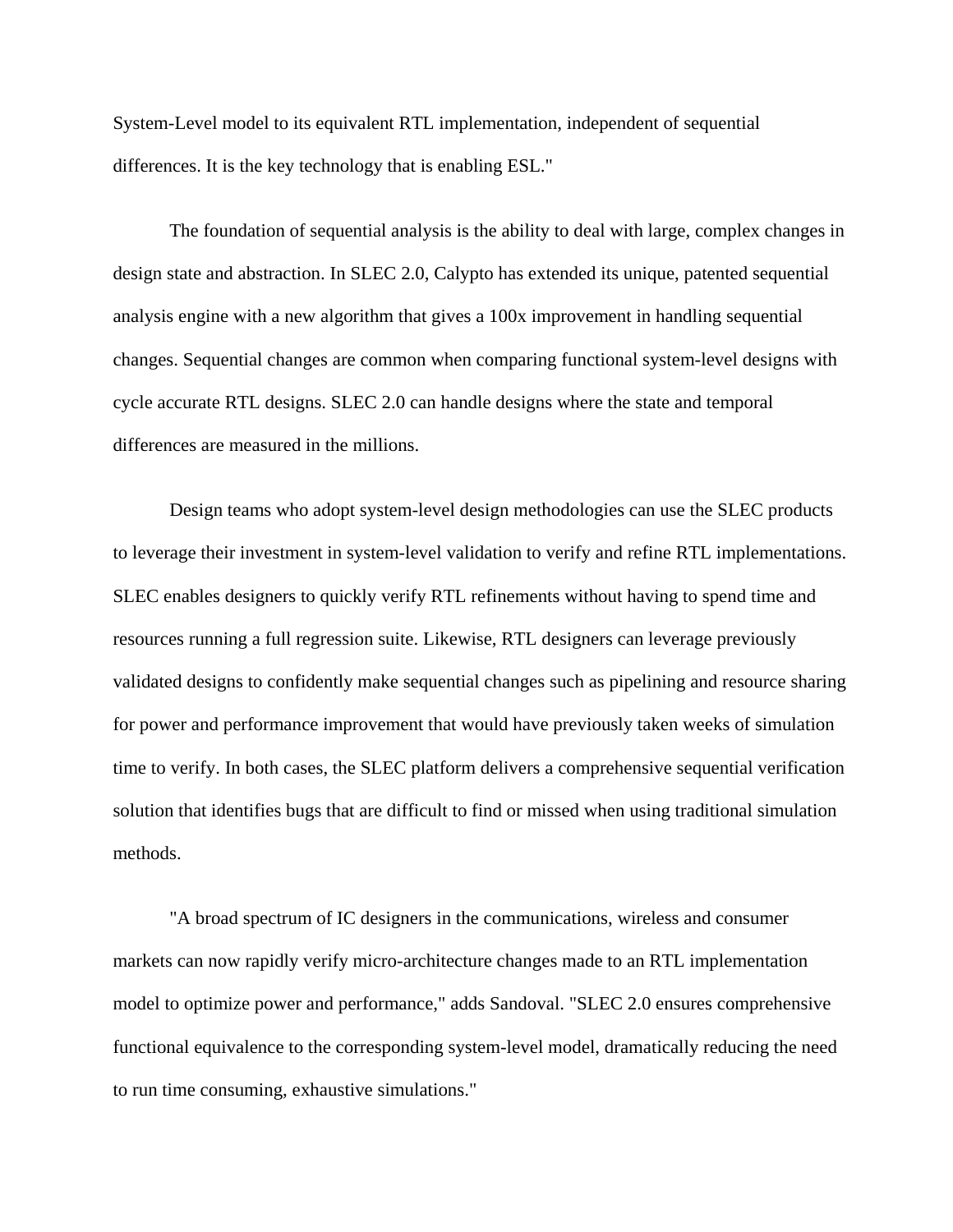System-Level model to its equivalent RTL implementation, independent of sequential differences. It is the key technology that is enabling ESL."

The foundation of sequential analysis is the ability to deal with large, complex changes in design state and abstraction. In SLEC 2.0, Calypto has extended its unique, patented sequential analysis engine with a new algorithm that gives a 100x improvement in handling sequential changes. Sequential changes are common when comparing functional system-level designs with cycle accurate RTL designs. SLEC 2.0 can handle designs where the state and temporal differences are measured in the millions.

Design teams who adopt system-level design methodologies can use the SLEC products to leverage their investment in system-level validation to verify and refine RTL implementations. SLEC enables designers to quickly verify RTL refinements without having to spend time and resources running a full regression suite. Likewise, RTL designers can leverage previously validated designs to confidently make sequential changes such as pipelining and resource sharing for power and performance improvement that would have previously taken weeks of simulation time to verify. In both cases, the SLEC platform delivers a comprehensive sequential verification solution that identifies bugs that are difficult to find or missed when using traditional simulation methods.

"A broad spectrum of IC designers in the communications, wireless and consumer markets can now rapidly verify micro-architecture changes made to an RTL implementation model to optimize power and performance," adds Sandoval. "SLEC 2.0 ensures comprehensive functional equivalence to the corresponding system-level model, dramatically reducing the need to run time consuming, exhaustive simulations."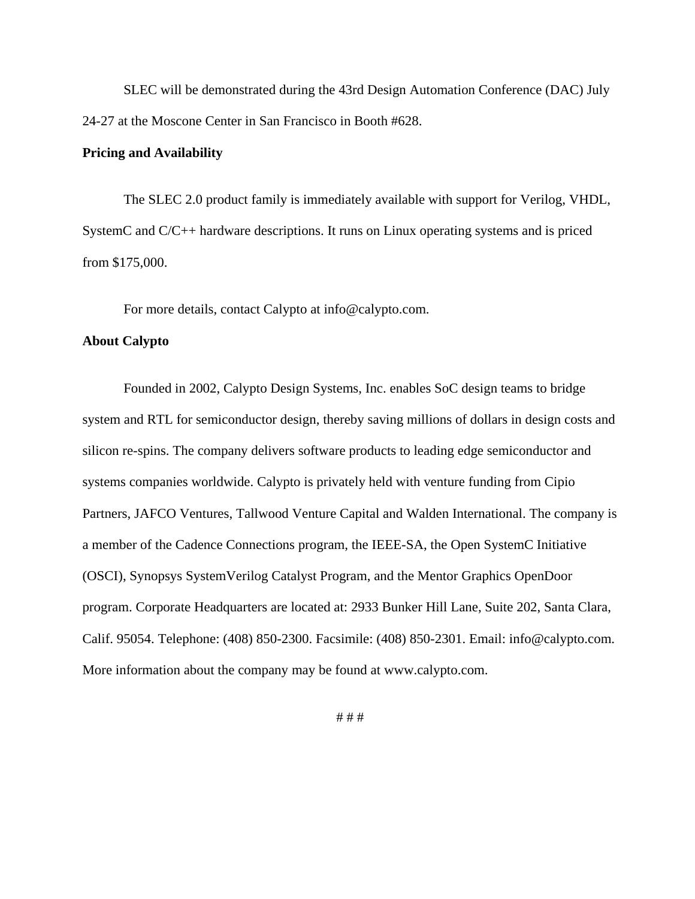SLEC will be demonstrated during the 43rd Design Automation Conference (DAC) July 24-27 at the Moscone Center in San Francisco in Booth #628.

**Pricing and Availability**

The SLEC 2.0 product family is immediately available with support for Verilog, VHDL, SystemC and C/C++ hardware descriptions. It runs on Linux operating systems and is priced from $175,000.

For more details, contact Calypto at info@calypto.com.

**About Calypto**

Founded in 2002, Calypto Design Systems, Inc. enables SoC design teams to bridge system and RTL for semiconductor design, thereby saving millions of dollars in design costs and silicon re-spins. The company delivers software products to leading edge semiconductor and systems companies worldwide. Calypto is privately held with venture funding from Cipio Partners, JAFCO Ventures, Tallwood Venture Capital and Walden International. The company is a member of the Cadence Connections program, the IEEE-SA, the Open SystemC Initiative (OSCI), Synopsys SystemVerilog Catalyst Program, and the Mentor Graphics OpenDoor program. Corporate Headquarters are located at: 2933 Bunker Hill Lane, Suite 202, Santa Clara, Calif. 95054. Telephone: (408) 850-2300. Facsimile: (408) 850-2301. Email: info@calypto.com. More information about the company may be found at www.calypto.com.

# # #